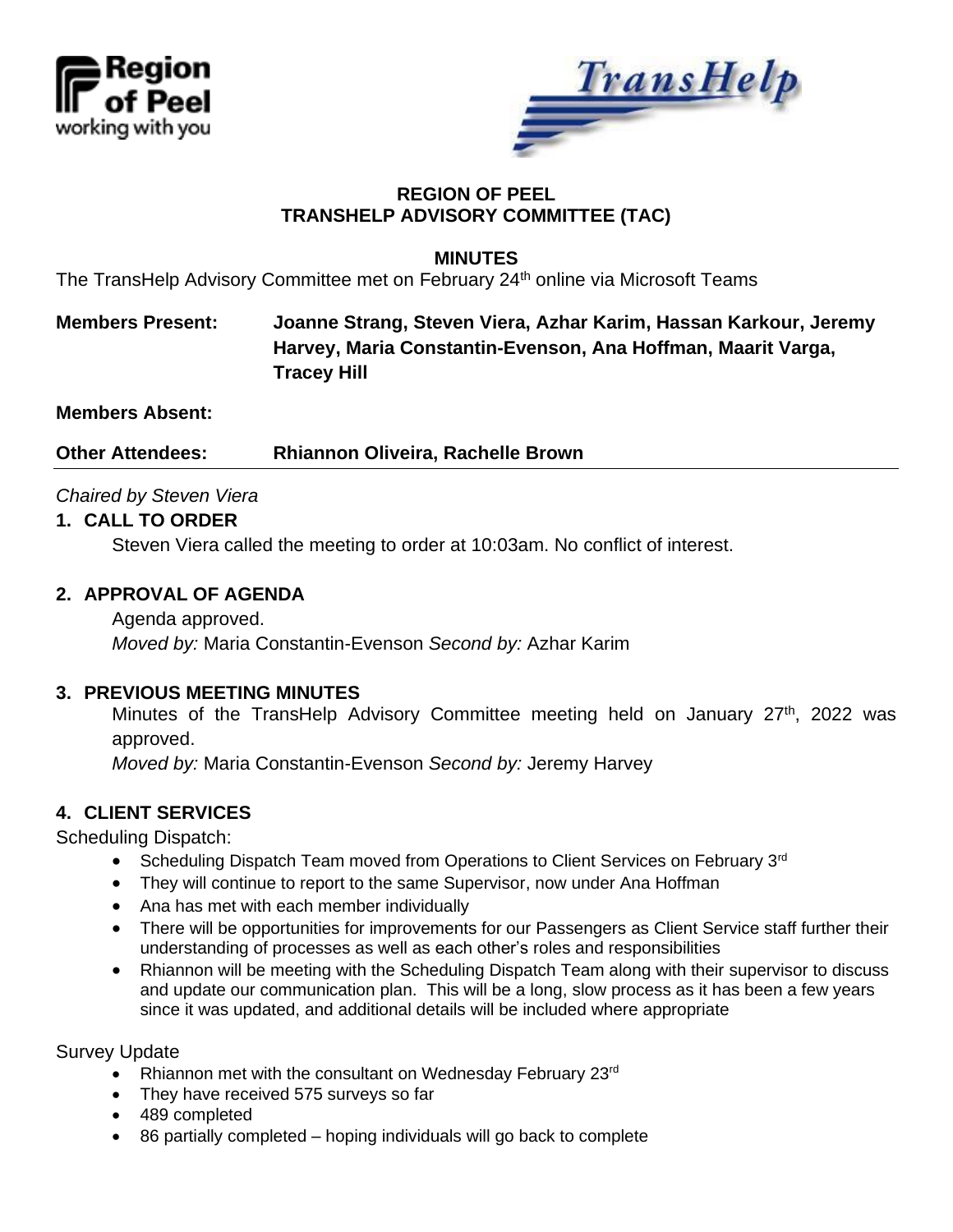**REGION OF PEEL**
**TRANSHELP ADVISORY COMMITTEE (TAC)**

**MINUTES**

The TransHelp Advisory Committee met on February 24th online via Microsoft Teams

**Members Present:** **Joanne Strang, Steven Viera, Azhar Karim, Hassan Karkour, Jeremy Harvey, Maria Constantin-Evenson, Ana Hoffman, Maarit Varga, Tracey Hill**

**Members Absent:**

**Other Attendees:** **Rhiannon Oliveira, Rachelle Brown**

---

*Chaired by Steven Viera*

## 1. CALL TO ORDER

Steven Viera called the meeting to order at 10:03am. No conflict of interest.

## 2. APPROVAL OF AGENDA

Agenda approved.
*Moved by:* Maria Constantin-Evenson *Second by:* Azhar Karim

## 3. PREVIOUS MEETING MINUTES

Minutes of the TransHelp Advisory Committee meeting held on January 27th, 2022 was approved.
*Moved by:* Maria Constantin-Evenson *Second by:* Jeremy Harvey

## 4. CLIENT SERVICES

Scheduling Dispatch:

- Scheduling Dispatch Team moved from Operations to Client Services on February 3rd
- They will continue to report to the same Supervisor, now under Ana Hoffman
- Ana has met with each member individually
- There will be opportunities for improvements for our Passengers as Client Service staff further their understanding of processes as well as each other's roles and responsibilities
- Rhiannon will be meeting with the Scheduling Dispatch Team along with their supervisor to discuss and update our communication plan. This will be a long, slow process as it has been a few years since it was updated, and additional details will be included where appropriate

Survey Update

- Rhiannon met with the consultant on Wednesday February 23rd
- They have received 575 surveys so far
- 489 completed
- 86 partially completed – hoping individuals will go back to complete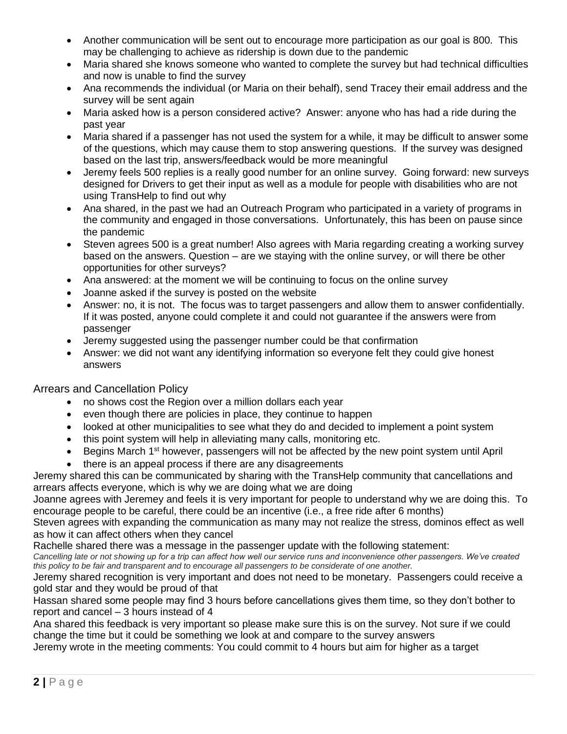- Another communication will be sent out to encourage more participation as our goal is 800. This may be challenging to achieve as ridership is down due to the pandemic
- Maria shared she knows someone who wanted to complete the survey but had technical difficulties and now is unable to find the survey
- Ana recommends the individual (or Maria on their behalf), send Tracey their email address and the survey will be sent again
- Maria asked how is a person considered active? Answer: anyone who has had a ride during the past year
- Maria shared if a passenger has not used the system for a while, it may be difficult to answer some of the questions, which may cause them to stop answering questions. If the survey was designed based on the last trip, answers/feedback would be more meaningful
- Jeremy feels 500 replies is a really good number for an online survey. Going forward: new surveys designed for Drivers to get their input as well as a module for people with disabilities who are not using TransHelp to find out why
- Ana shared, in the past we had an Outreach Program who participated in a variety of programs in the community and engaged in those conversations. Unfortunately, this has been on pause since the pandemic
- Steven agrees 500 is a great number! Also agrees with Maria regarding creating a working survey based on the answers. Question – are we staying with the online survey, or will there be other opportunities for other surveys?
- Ana answered: at the moment we will be continuing to focus on the online survey
- Joanne asked if the survey is posted on the website
- Answer: no, it is not. The focus was to target passengers and allow them to answer confidentially. If it was posted, anyone could complete it and could not guarantee if the answers were from passenger
- Jeremy suggested using the passenger number could be that confirmation
- Answer: we did not want any identifying information so everyone felt they could give honest answers

## Arrears and Cancellation Policy

- no shows cost the Region over a million dollars each year
- even though there are policies in place, they continue to happen
- looked at other municipalities to see what they do and decided to implement a point system
- this point system will help in alleviating many calls, monitoring etc.
- Begins March 1st however, passengers will not be affected by the new point system until April
- there is an appeal process if there are any disagreements

Jeremy shared this can be communicated by sharing with the TransHelp community that cancellations and arrears affects everyone, which is why we are doing what we are doing

Joanne agrees with Jeremey and feels it is very important for people to understand why we are doing this. To encourage people to be careful, there could be an incentive (i.e., a free ride after 6 months)

Steven agrees with expanding the communication as many may not realize the stress, dominos effect as well as how it can affect others when they cancel

Rachelle shared there was a message in the passenger update with the following statement:

*Cancelling late or not showing up for a trip can affect how well our service runs and inconvenience other passengers. We've created this policy to be fair and transparent and to encourage all passengers to be considerate of one another.*

Jeremy shared recognition is very important and does not need to be monetary. Passengers could receive a gold star and they would be proud of that

Hassan shared some people may find 3 hours before cancellations gives them time, so they don't bother to report and cancel – 3 hours instead of 4

Ana shared this feedback is very important so please make sure this is on the survey. Not sure if we could change the time but it could be something we look at and compare to the survey answers

Jeremy wrote in the meeting comments: You could commit to 4 hours but aim for higher as a target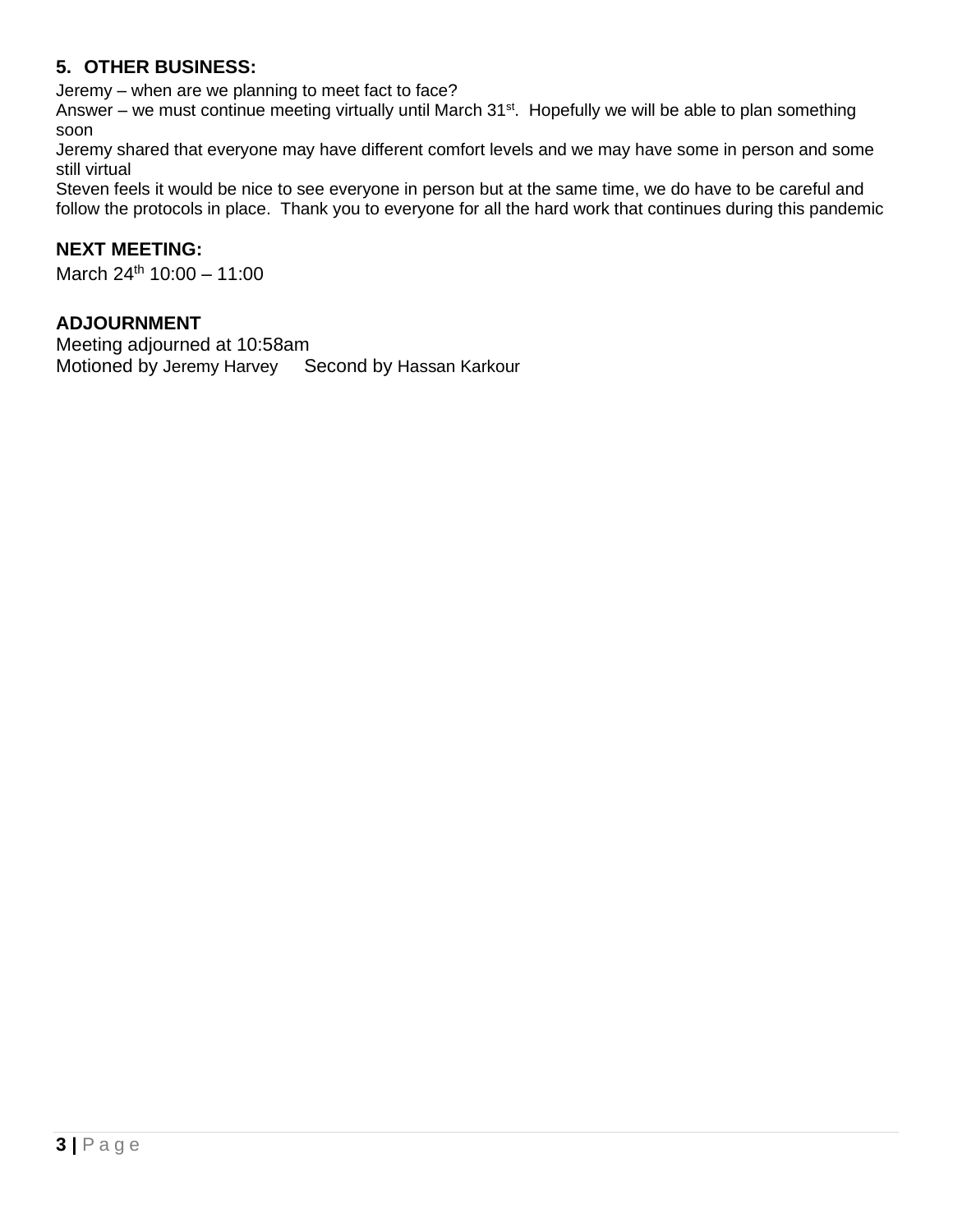## 5. OTHER BUSINESS:

Jeremy – when are we planning to meet fact to face?
Answer – we must continue meeting virtually until March 31st. Hopefully we will be able to plan something soon
Jeremy shared that everyone may have different comfort levels and we may have some in person and some still virtual
Steven feels it would be nice to see everyone in person but at the same time, we do have to be careful and follow the protocols in place. Thank you to everyone for all the hard work that continues during this pandemic

## NEXT MEETING:

March 24th 10:00 – 11:00

## ADJOURNMENT

Meeting adjourned at 10:58am
Motioned by Jeremy Harvey Second by Hassan Karkour